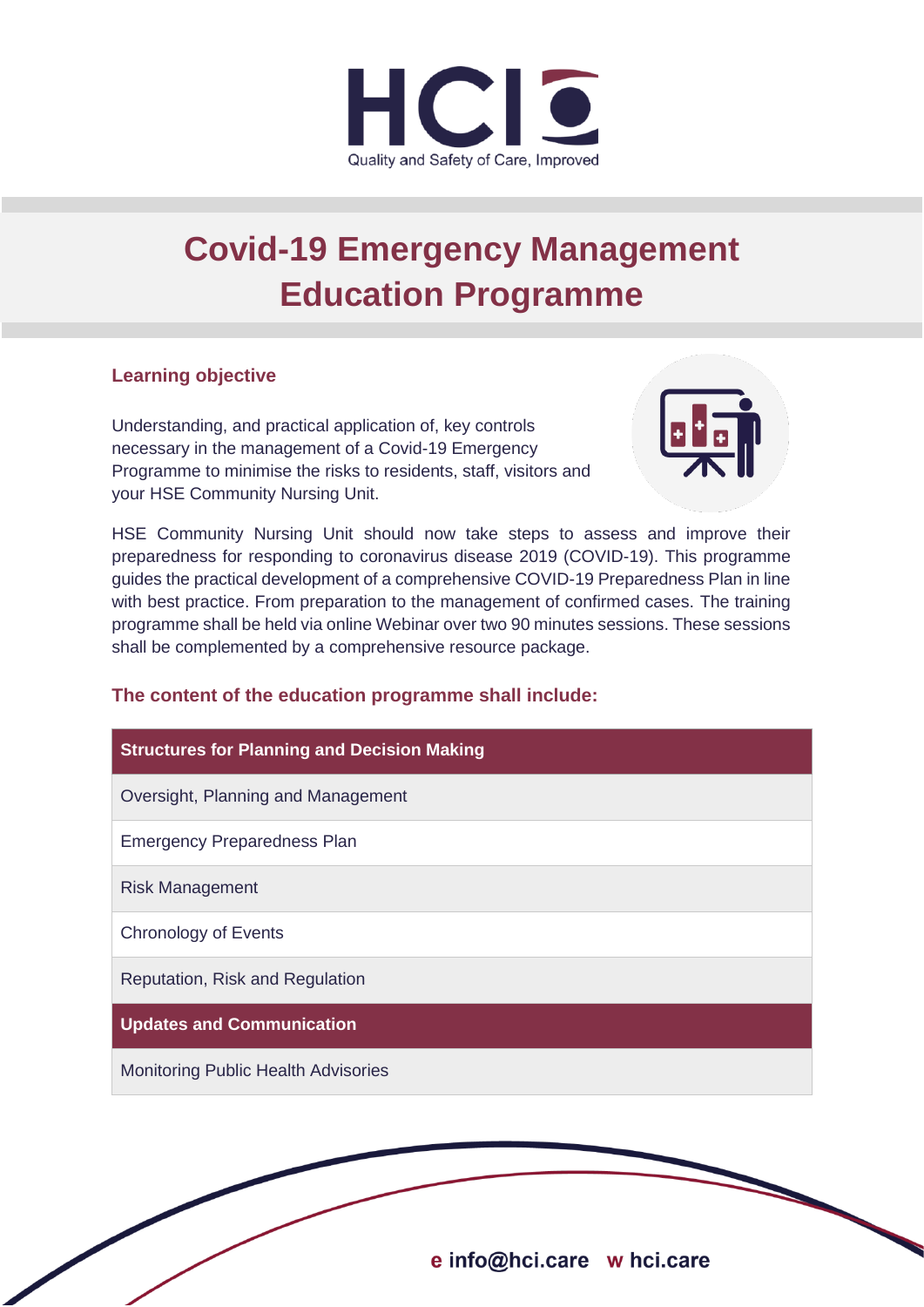HCI

Quality and Safety of Care, Improved

# Covid-19 Emergency Management Education Programme

## Learning objective

Understanding, and practical application of, key controls necessary in the management of a Covid-19 Emergency Programme to minimise the risks to residents, staff, visitors and your HSE Community Nursing Unit.

HSE Community Nursing Unit should now take steps to assess and improve their preparedness for responding to coronavirus disease 2019 (COVID-19). This programme guides the practical development of a comprehensive COVID-19 Preparedness Plan in line with best practice. From preparation to the management of confirmed cases. The training programme shall be held via online Webinar over two 90 minutes sessions. These sessions shall be complemented by a comprehensive resource package.

## The content of the education programme shall include:

| **Structures for Planning and Decision Making** |
|---|
| Oversight, Planning and Management |
| Emergency Preparedness Plan |
| Risk Management |
| Chronology of Events |
| Reputation, Risk and Regulation |
| **Updates and Communication** |
| Monitoring Public Health Advisories |

**e** info@hci.care **w** hci.care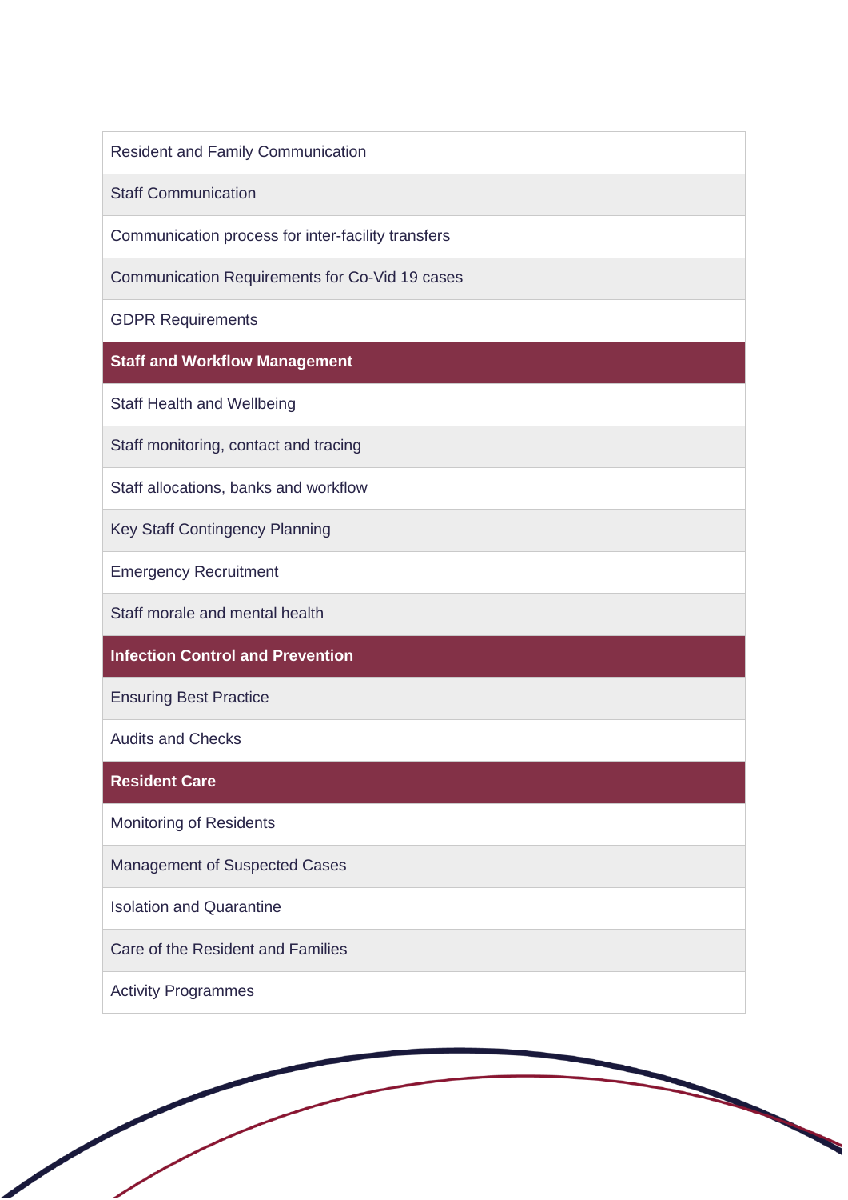| Resident and Family Communication |
|---|
| Staff Communication |
| Communication process for inter-facility transfers |
| Communication Requirements for Co-Vid 19 cases |
| GDPR Requirements |
| **Staff and Workflow Management** |
| Staff Health and Wellbeing |
| Staff monitoring, contact and tracing |
| Staff allocations, banks and workflow |
| Key Staff Contingency Planning |
| Emergency Recruitment |
| Staff morale and mental health |
| **Infection Control and Prevention** |
| Ensuring Best Practice |
| Audits and Checks |
| **Resident Care** |
| Monitoring of Residents |
| Management of Suspected Cases |
| Isolation and Quarantine |
| Care of the Resident and Families |
| Activity Programmes |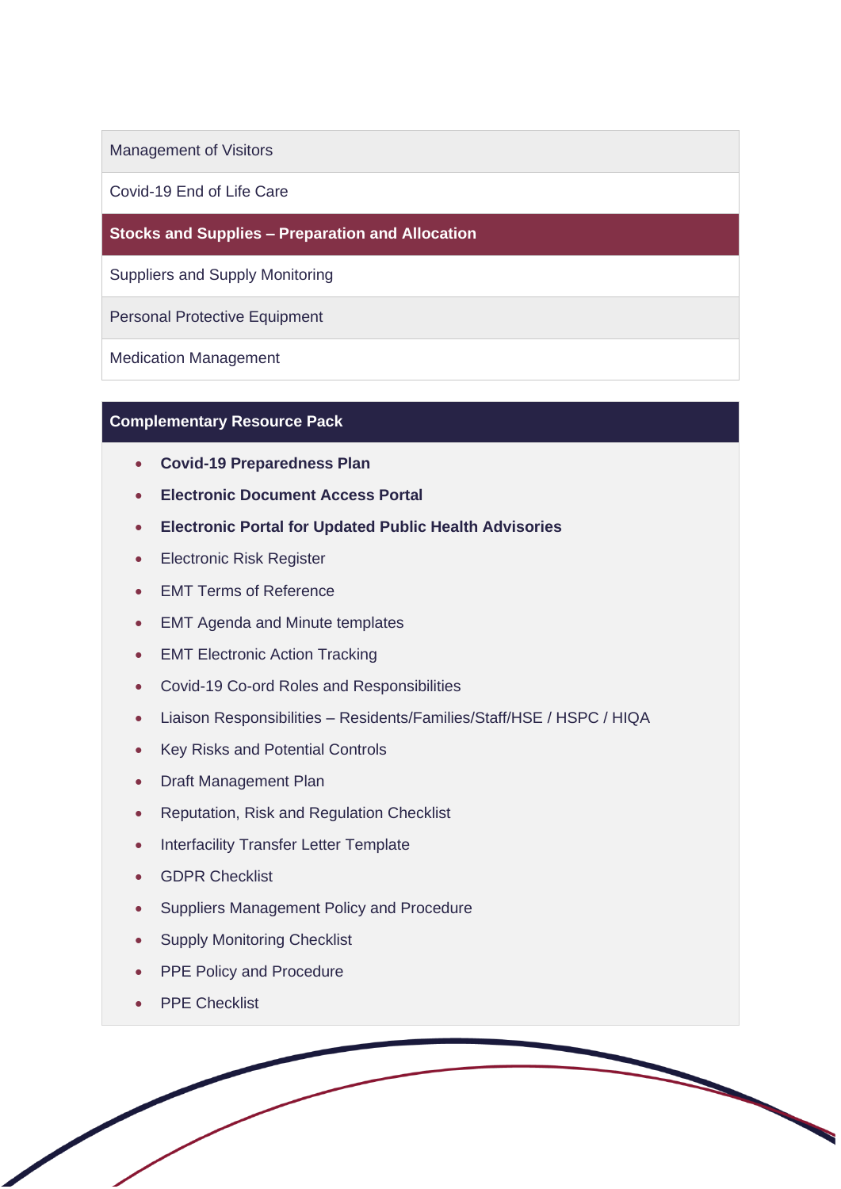| Management of Visitors |
|---|
| Covid-19 End of Life Care |
| **Stocks and Supplies – Preparation and Allocation** |
| Suppliers and Supply Monitoring |
| Personal Protective Equipment |
| Medication Management |

## Complementary Resource Pack

- **Covid-19 Preparedness Plan**
- **Electronic Document Access Portal**
- **Electronic Portal for Updated Public Health Advisories**
- Electronic Risk Register
- EMT Terms of Reference
- EMT Agenda and Minute templates
- EMT Electronic Action Tracking
- Covid-19 Co-ord Roles and Responsibilities
- Liaison Responsibilities – Residents/Families/Staff/HSE / HSPC / HIQA
- Key Risks and Potential Controls
- Draft Management Plan
- Reputation, Risk and Regulation Checklist
- Interfacility Transfer Letter Template
- GDPR Checklist
- Suppliers Management Policy and Procedure
- Supply Monitoring Checklist
- PPE Policy and Procedure
- PPE Checklist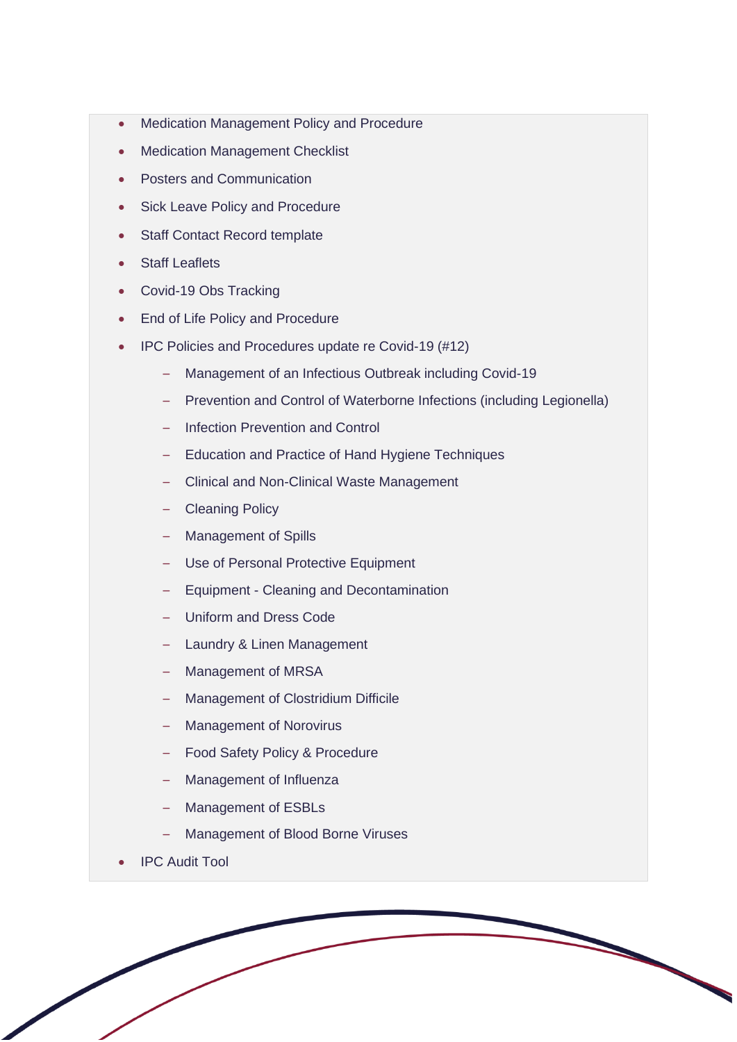- Medication Management Policy and Procedure
- Medication Management Checklist
- Posters and Communication
- Sick Leave Policy and Procedure
- Staff Contact Record template
- Staff Leaflets
- Covid-19 Obs Tracking
- End of Life Policy and Procedure
- IPC Policies and Procedures update re Covid-19 (#12)
  - Management of an Infectious Outbreak including Covid-19
  - Prevention and Control of Waterborne Infections (including Legionella)
  - Infection Prevention and Control
  - Education and Practice of Hand Hygiene Techniques
  - Clinical and Non-Clinical Waste Management
  - Cleaning Policy
  - Management of Spills
  - Use of Personal Protective Equipment
  - Equipment - Cleaning and Decontamination
  - Uniform and Dress Code
  - Laundry & Linen Management
  - Management of MRSA
  - Management of Clostridium Difficile
  - Management of Norovirus
  - Food Safety Policy & Procedure
  - Management of Influenza
  - Management of ESBLs
  - Management of Blood Borne Viruses
- IPC Audit Tool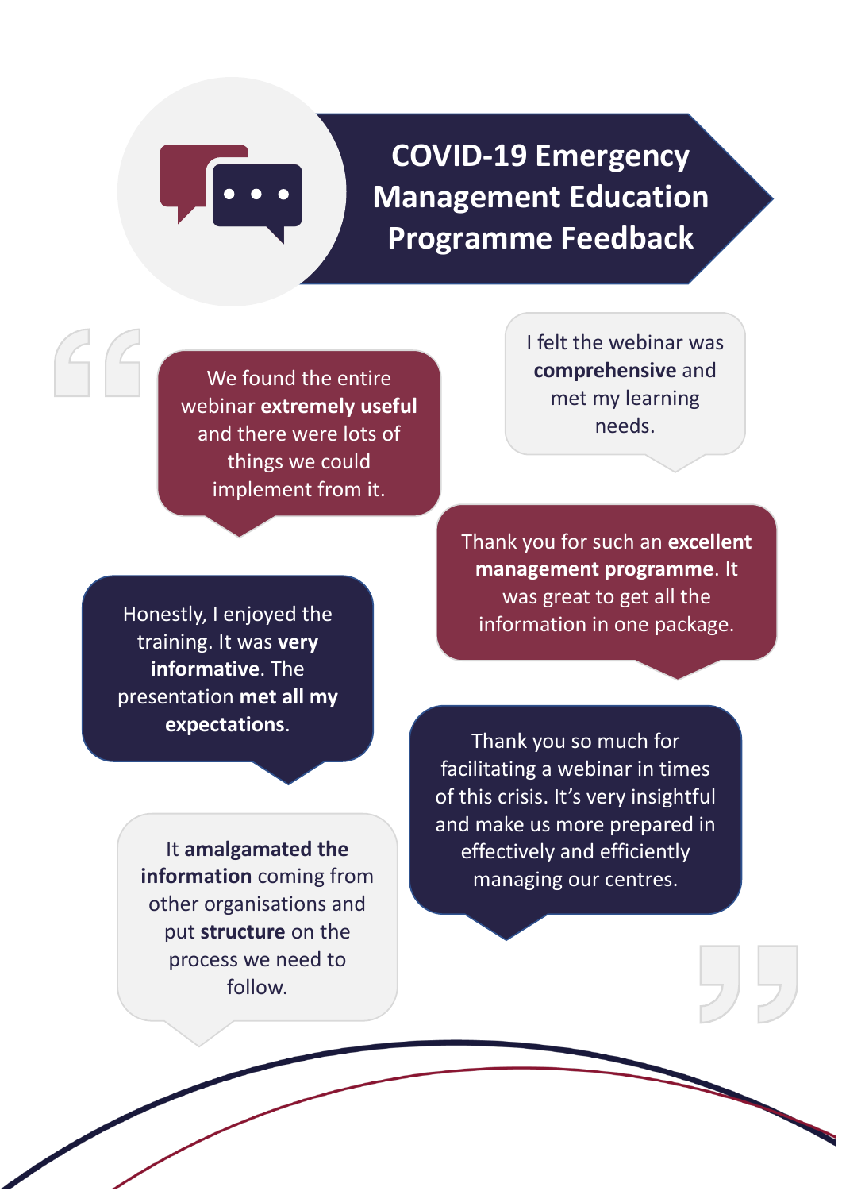# COVID-19 Emergency Management Education Programme Feedback

We found the entire webinar **extremely useful** and there were lots of things we could implement from it.

I felt the webinar was **comprehensive** and met my learning needs.

Thank you for such an **excellent management programme**. It was great to get all the information in one package.

Honestly, I enjoyed the training. It was **very informative**. The presentation **met all my expectations**.

Thank you so much for facilitating a webinar in times of this crisis. It's very insightful and make us more prepared in effectively and efficiently managing our centres.

It **amalgamated the information** coming from other organisations and put **structure** on the process we need to follow.